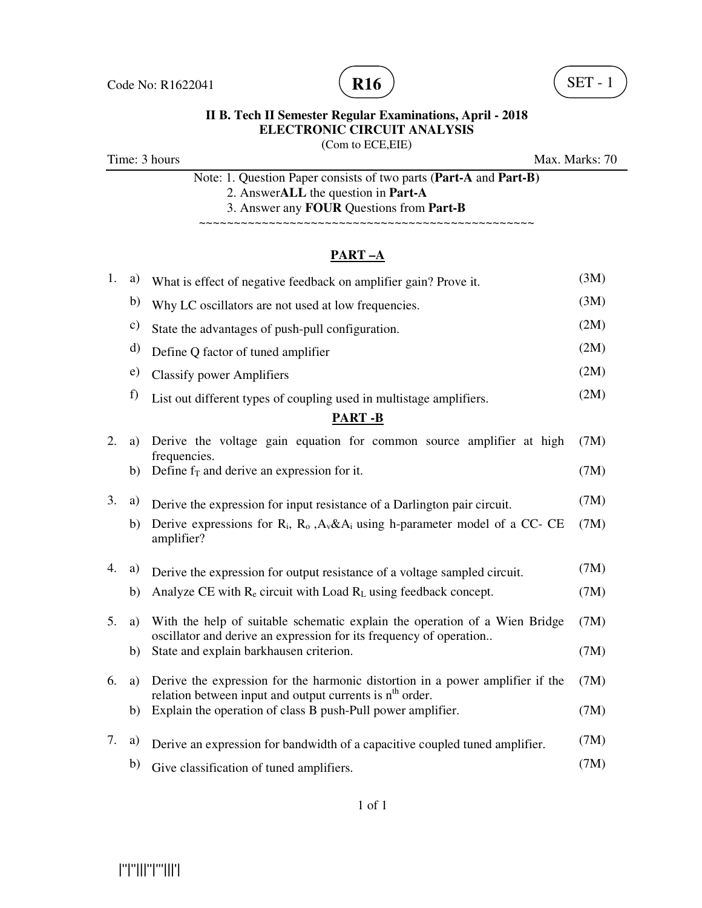Code No: R1622041 **R16** SET - 1

**II B. Tech II Semester Regular Examinations, April - 2018**
**ELECTRONIC CIRCUIT ANALYSIS**
(Com to ECE,EIE)

Time: 3 hours Max. Marks: 70

Note: 1. Question Paper consists of two parts (**Part-A** and **Part-B)**
2. Answer**ALL** the question in **Part-A**
3. Answer any **FOUR** Questions from **Part-B**

~~~~~~~~~~~~~~~~~~~~~~~~~~~~~~~~~~~~~~~~~~~~~~~~~~~~~

## PART –A

1. a) What is effect of negative feedback on amplifier gain? Prove it. (3M)
   b) Why LC oscillators are not used at low frequencies. (3M)
   c) State the advantages of push-pull configuration. (2M)
   d) Define Q factor of tuned amplifier (2M)
   e) Classify power Amplifiers (2M)
   f) List out different types of coupling used in multistage amplifiers. (2M)

## PART -B

2. a) Derive the voltage gain equation for common source amplifier at high frequencies. (7M)
   b) Define $f_T$ and derive an expression for it. (7M)

3. a) Derive the expression for input resistance of a Darlington pair circuit. (7M)
   b) Derive expressions for $R_i$, $R_o$ ,$A_v$&$A_i$ using h-parameter model of a CC- CE amplifier? (7M)

4. a) Derive the expression for output resistance of a voltage sampled circuit. (7M)
   b) Analyze CE with $R_e$ circuit with Load $R_L$ using feedback concept. (7M)

5. a) With the help of suitable schematic explain the operation of a Wien Bridge oscillator and derive an expression for its frequency of operation.. (7M)
   b) State and explain barkhausen criterion. (7M)

6. a) Derive the expression for the harmonic distortion in a power amplifier if the relation between input and output currents is $n^{th}$ order. (7M)
   b) Explain the operation of class B push-Pull power amplifier. (7M)

7. a) Derive an expression for bandwidth of a capacitive coupled tuned amplifier. (7M)
   b) Give classification of tuned amplifiers. (7M)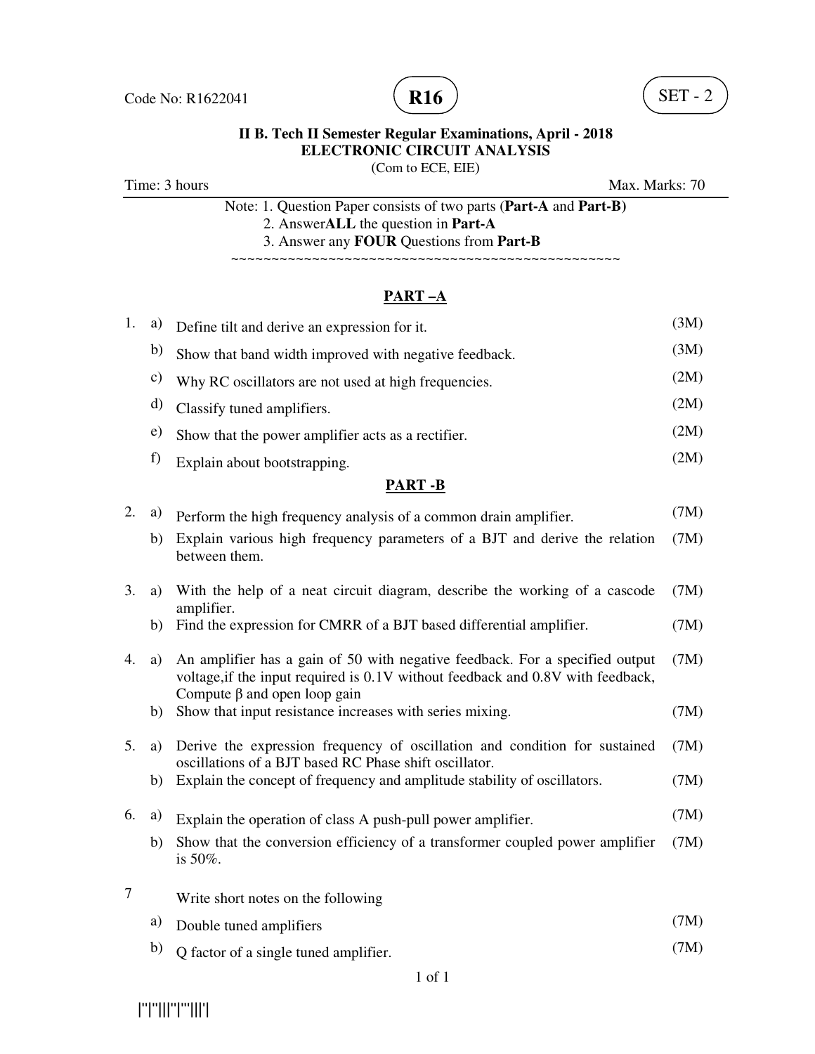Code No: R1622041 **R16** SET - 2

**II B. Tech II Semester Regular Examinations, April - 2018**
**ELECTRONIC CIRCUIT ANALYSIS**
(Com to ECE, EIE)

Time: 3 hours Max. Marks: 70

Note: 1. Question Paper consists of two parts (**Part-A** and **Part-B)**
2. Answer**ALL** the question in **Part-A**
3. Answer any **FOUR** Questions from **Part-B**

~~~~~~~~~~~~~~~~~~~~~~~~~~~~~~~~~~~~~~~~~~~~~~~~~~~~

## PART –A

| | | | |
|---|---|---|---|
| 1. | a) | Define tilt and derive an expression for it. | (3M) |
| | b) | Show that band width improved with negative feedback. | (3M) |
| | c) | Why RC oscillators are not used at high frequencies. | (2M) |
| | d) | Classify tuned amplifiers. | (2M) |
| | e) | Show that the power amplifier acts as a rectifier. | (2M) |
| | f) | Explain about bootstrapping. | (2M) |

## PART -B

| | | | |
|---|---|---|---|
| 2. | a) | Perform the high frequency analysis of a common drain amplifier. | (7M) |
| | b) | Explain various high frequency parameters of a BJT and derive the relation between them. | (7M) |
| 3. | a) | With the help of a neat circuit diagram, describe the working of a cascode amplifier. | (7M) |
| | b) | Find the expression for CMRR of a BJT based differential amplifier. | (7M) |
| 4. | a) | An amplifier has a gain of 50 with negative feedback. For a specified output voltage,if the input required is 0.1V without feedback and 0.8V with feedback, Compute $\beta$ and open loop gain | (7M) |
| | b) | Show that input resistance increases with series mixing. | (7M) |
| 5. | a) | Derive the expression frequency of oscillation and condition for sustained oscillations of a BJT based RC Phase shift oscillator. | (7M) |
| | b) | Explain the concept of frequency and amplitude stability of oscillators. | (7M) |
| 6. | a) | Explain the operation of class A push-pull power amplifier. | (7M) |
| | b) | Show that the conversion efficiency of a transformer coupled power amplifier is 50%. | (7M) |
| 7 | | Write short notes on the following | |
| | a) | Double tuned amplifiers | (7M) |
| | b) | Q factor of a single tuned amplifier. | (7M) |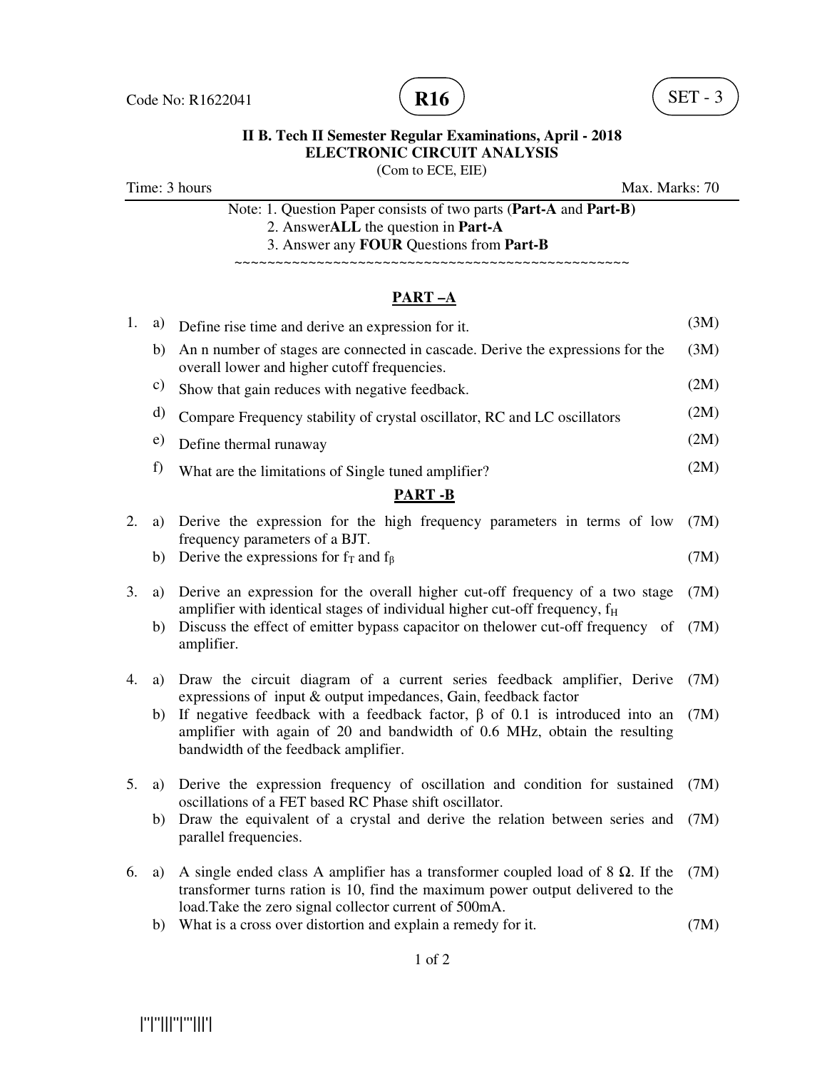Code No: R1622041 **R16** SET - 3

**II B. Tech II Semester Regular Examinations, April - 2018**
**ELECTRONIC CIRCUIT ANALYSIS**
(Com to ECE, EIE)

Time: 3 hours Max. Marks: 70

Note: 1. Question Paper consists of two parts (**Part-A** and **Part-B)**
2. Answer**ALL** the question in **Part-A**
3. Answer any **FOUR** Questions from **Part-B**

~~~~~~~~~~~~~~~~~~~~~~~~~~~~~~~~~~~~~~~~~~~~~~~~~~~

## PART –A

1. a) Define rise time and derive an expression for it. (3M)
   b) An n number of stages are connected in cascade. Derive the expressions for the overall lower and higher cutoff frequencies. (3M)
   c) Show that gain reduces with negative feedback. (2M)
   d) Compare Frequency stability of crystal oscillator, RC and LC oscillators (2M)
   e) Define thermal runaway (2M)
   f) What are the limitations of Single tuned amplifier? (2M)

## PART -B

2. a) Derive the expression for the high frequency parameters in terms of low frequency parameters of a BJT. (7M)
   b) Derive the expressions for $f_T$ and $f_\beta$ (7M)

3. a) Derive an expression for the overall higher cut-off frequency of a two stage amplifier with identical stages of individual higher cut-off frequency, $f_H$ (7M)
   b) Discuss the effect of emitter bypass capacitor on thelower cut-off frequency of amplifier. (7M)

4. a) Draw the circuit diagram of a current series feedback amplifier, Derive expressions of input & output impedances, Gain, feedback factor (7M)
   b) If negative feedback with a feedback factor, β of 0.1 is introduced into an amplifier with again of 20 and bandwidth of 0.6 MHz, obtain the resulting bandwidth of the feedback amplifier. (7M)

5. a) Derive the expression frequency of oscillation and condition for sustained oscillations of a FET based RC Phase shift oscillator. (7M)
   b) Draw the equivalent of a crystal and derive the relation between series and parallel frequencies. (7M)

6. a) A single ended class A amplifier has a transformer coupled load of 8 Ω. If the transformer turns ration is 10, find the maximum power output delivered to the load.Take the zero signal collector current of 500mA. (7M)
   b) What is a cross over distortion and explain a remedy for it. (7M)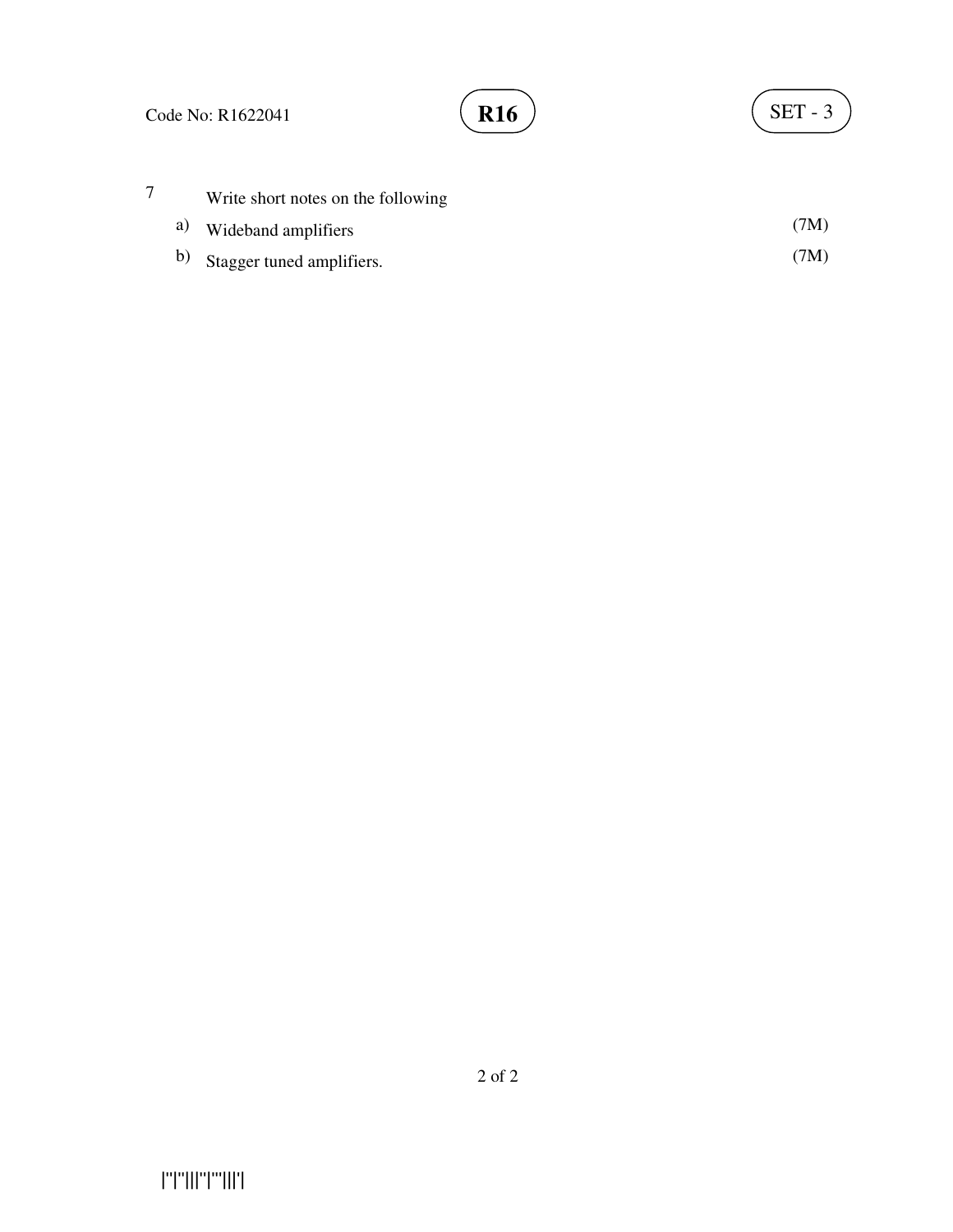7 Write short notes on the following

a) Wideband amplifiers (7M)

b) Stagger tuned amplifiers. (7M)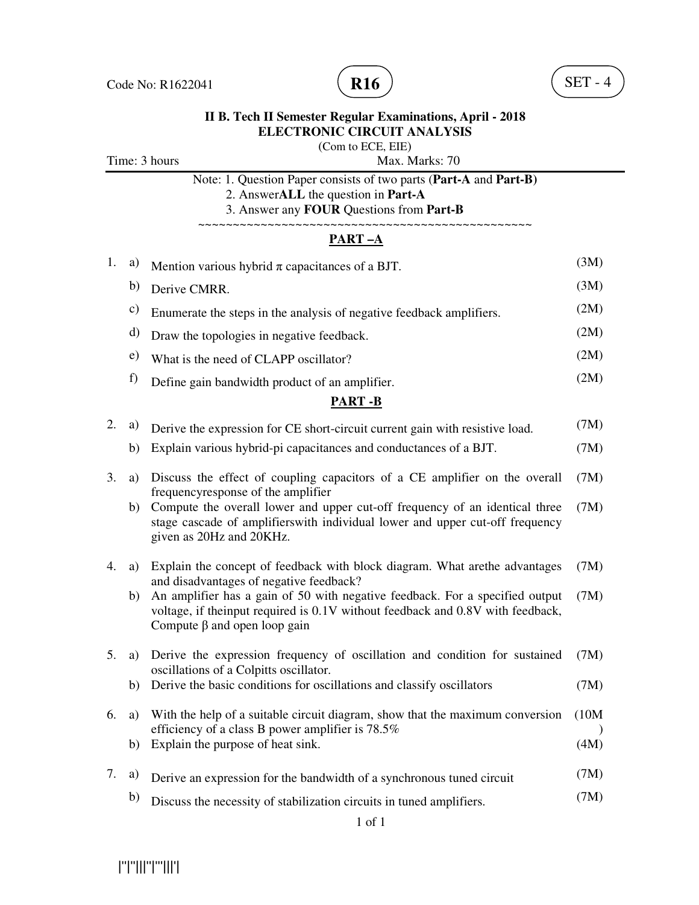Code No: R1622041 **R16** SET - 4

**II B. Tech II Semester Regular Examinations, April - 2018**
**ELECTRONIC CIRCUIT ANALYSIS**
(Com to ECE, EIE)

Time: 3 hours Max. Marks: 70

Note: 1. Question Paper consists of two parts (**Part-A** and **Part-B)**
2. Answer**ALL** the question in **Part-A**
3. Answer any **FOUR** Questions from **Part-B**

~~~~~~~~~~~~~~~~~~~~~~~~~~~~~~~~~~~~~~~~~~~~~~~~~~~~

## PART –A

1. a) Mention various hybrid π capacitances of a BJT. (3M)
   b) Derive CMRR. (3M)
   c) Enumerate the steps in the analysis of negative feedback amplifiers. (2M)
   d) Draw the topologies in negative feedback. (2M)
   e) What is the need of CLAPP oscillator? (2M)
   f) Define gain bandwidth product of an amplifier. (2M)

## PART -B

2. a) Derive the expression for CE short-circuit current gain with resistive load. (7M)
   b) Explain various hybrid-pi capacitances and conductances of a BJT. (7M)

3. a) Discuss the effect of coupling capacitors of a CE amplifier on the overall frequencyresponse of the amplifier (7M)
   b) Compute the overall lower and upper cut-off frequency of an identical three stage cascade of amplifierswith individual lower and upper cut-off frequency given as 20Hz and 20KHz. (7M)

4. a) Explain the concept of feedback with block diagram. What arethe advantages and disadvantages of negative feedback? (7M)
   b) An amplifier has a gain of 50 with negative feedback. For a specified output voltage, if theinput required is 0.1V without feedback and 0.8V with feedback, Compute β and open loop gain (7M)

5. a) Derive the expression frequency of oscillation and condition for sustained oscillations of a Colpitts oscillator. (7M)
   b) Derive the basic conditions for oscillations and classify oscillators (7M)

6. a) With the help of a suitable circuit diagram, show that the maximum conversion efficiency of a class B power amplifier is 78.5% (10M)
   b) Explain the purpose of heat sink. (4M)

7. a) Derive an expression for the bandwidth of a synchronous tuned circuit (7M)
   b) Discuss the necessity of stabilization circuits in tuned amplifiers. (7M)